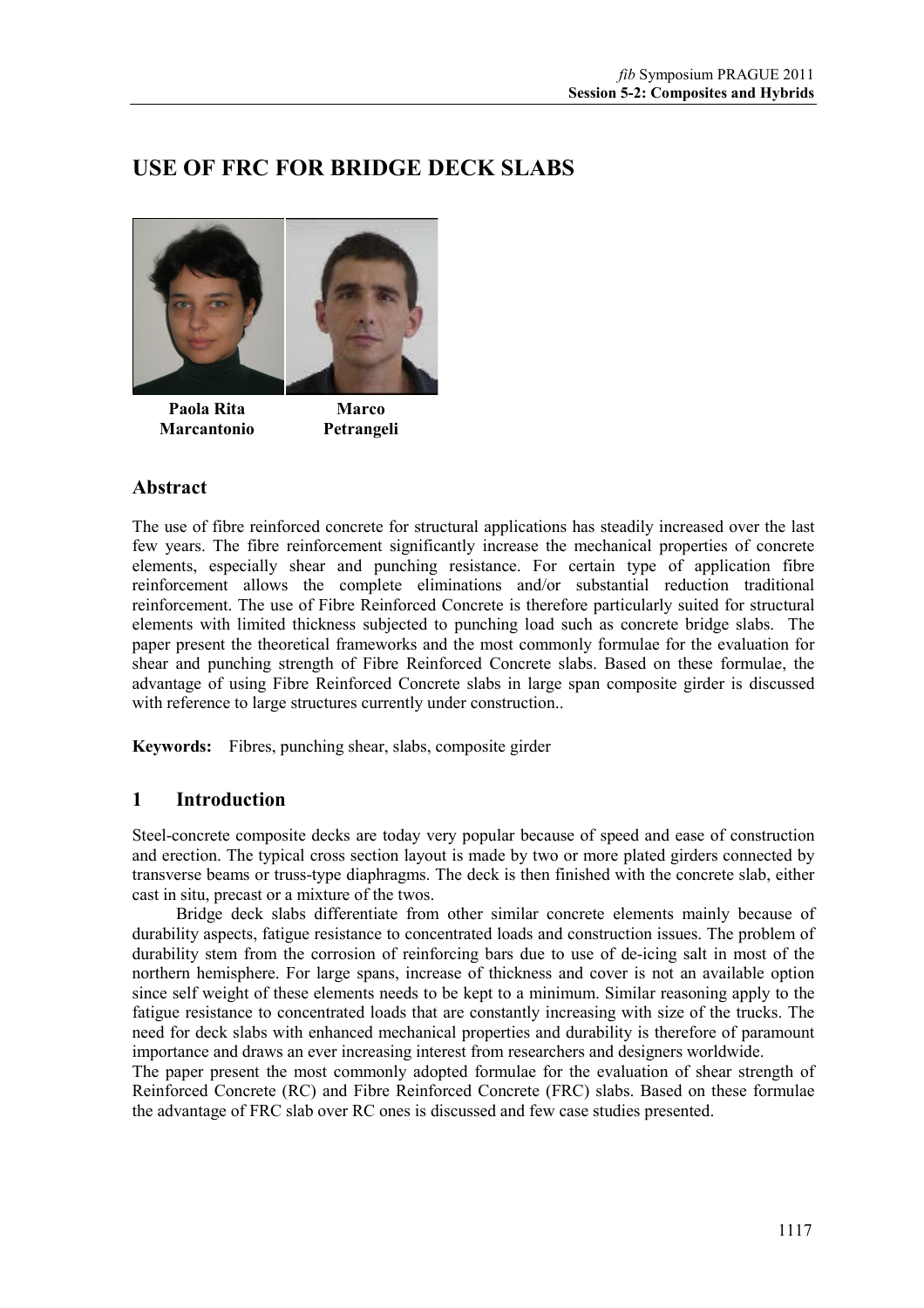# USE OF FRC FOR BRIDGE DECK SLABS

**Paola Rita Marcantonio** **Marco Petrangeli**

## Abstract

The use of fibre reinforced concrete for structural applications has steadily increased over the last few years. The fibre reinforcement significantly increase the mechanical properties of concrete elements, especially shear and punching resistance. For certain type of application fibre reinforcement allows the complete eliminations and/or substantial reduction traditional reinforcement. The use of Fibre Reinforced Concrete is therefore particularly suited for structural elements with limited thickness subjected to punching load such as concrete bridge slabs. The paper present the theoretical frameworks and the most commonly formulae for the evaluation for shear and punching strength of Fibre Reinforced Concrete slabs. Based on these formulae, the advantage of using Fibre Reinforced Concrete slabs in large span composite girder is discussed with reference to large structures currently under construction..

**Keywords:** Fibres, punching shear, slabs, composite girder

## 1 Introduction

Steel-concrete composite decks are today very popular because of speed and ease of construction and erection. The typical cross section layout is made by two or more plated girders connected by transverse beams or truss-type diaphragms. The deck is then finished with the concrete slab, either cast in situ, precast or a mixture of the twos.

Bridge deck slabs differentiate from other similar concrete elements mainly because of durability aspects, fatigue resistance to concentrated loads and construction issues. The problem of durability stem from the corrosion of reinforcing bars due to use of de-icing salt in most of the northern hemisphere. For large spans, increase of thickness and cover is not an available option since self weight of these elements needs to be kept to a minimum. Similar reasoning apply to the fatigue resistance to concentrated loads that are constantly increasing with size of the trucks. The need for deck slabs with enhanced mechanical properties and durability is therefore of paramount importance and draws an ever increasing interest from researchers and designers worldwide.

The paper present the most commonly adopted formulae for the evaluation of shear strength of Reinforced Concrete (RC) and Fibre Reinforced Concrete (FRC) slabs. Based on these formulae the advantage of FRC slab over RC ones is discussed and few case studies presented.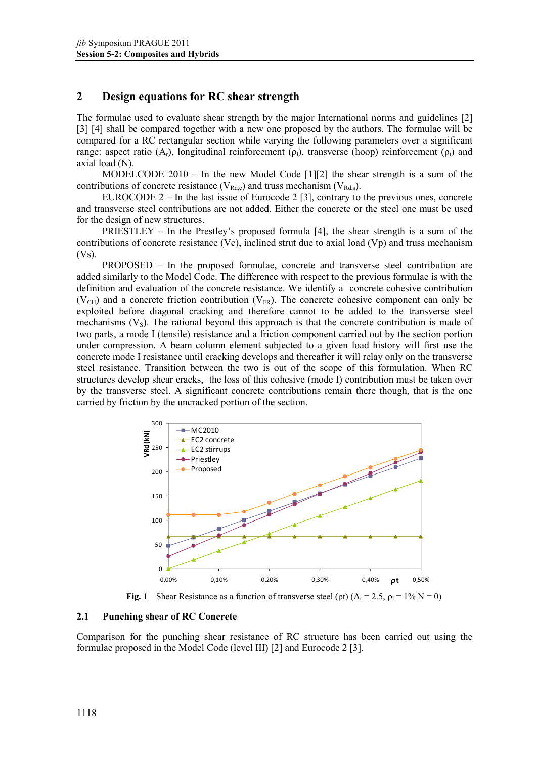## 2 Design equations for RC shear strength

The formulae used to evaluate shear strength by the major International norms and guidelines [2] [3] [4] shall be compared together with a new one proposed by the authors. The formulae will be compared for a RC rectangular section while varying the following parameters over a significant range: aspect ratio ($A_r$), longitudinal reinforcement ($\rho_l$), transverse (hoop) reinforcement ($\rho_t$) and axial load (N).

MODELCODE 2010 – In the new Model Code [1][2] the shear strength is a sum of the contributions of concrete resistance ($V_{Rd,c}$) and truss mechanism ($V_{Rd,s}$).

EUROCODE 2 – In the last issue of Eurocode 2 [3], contrary to the previous ones, concrete and transverse steel contributions are not added. Either the concrete or the steel one must be used for the design of new structures.

PRIESTLEY – In the Prestley's proposed formula [4], the shear strength is a sum of the contributions of concrete resistance (Vc), inclined strut due to axial load (Vp) and truss mechanism (Vs).

PROPOSED – In the proposed formulae, concrete and transverse steel contribution are added similarly to the Model Code. The difference with respect to the previous formulae is with the definition and evaluation of the concrete resistance. We identify a concrete cohesive contribution ($V_{CH}$) and a concrete friction contribution ($V_{FR}$). The concrete cohesive component can only be exploited before diagonal cracking and therefore cannot to be added to the transverse steel mechanisms ($V_S$). The rational beyond this approach is that the concrete contribution is made of two parts, a mode I (tensile) resistance and a friction component carried out by the section portion under compression. A beam column element subjected to a given load history will first use the concrete mode I resistance until cracking develops and thereafter it will relay only on the transverse steel resistance. Transition between the two is out of the scope of this formulation. When RC structures develop shear cracks, the loss of this cohesive (mode I) contribution must be taken over by the transverse steel. A significant concrete contributions remain there though, that is the one carried by friction by the uncracked portion of the section.

**Fig. 1** Shear Resistance as a function of transverse steel (ρt) ($A_r$ = 2.5, $\rho_l$ = 1% N = 0)

### 2.1 Punching shear of RC Concrete

Comparison for the punching shear resistance of RC structure has been carried out using the formulae proposed in the Model Code (level III) [2] and Eurocode 2 [3].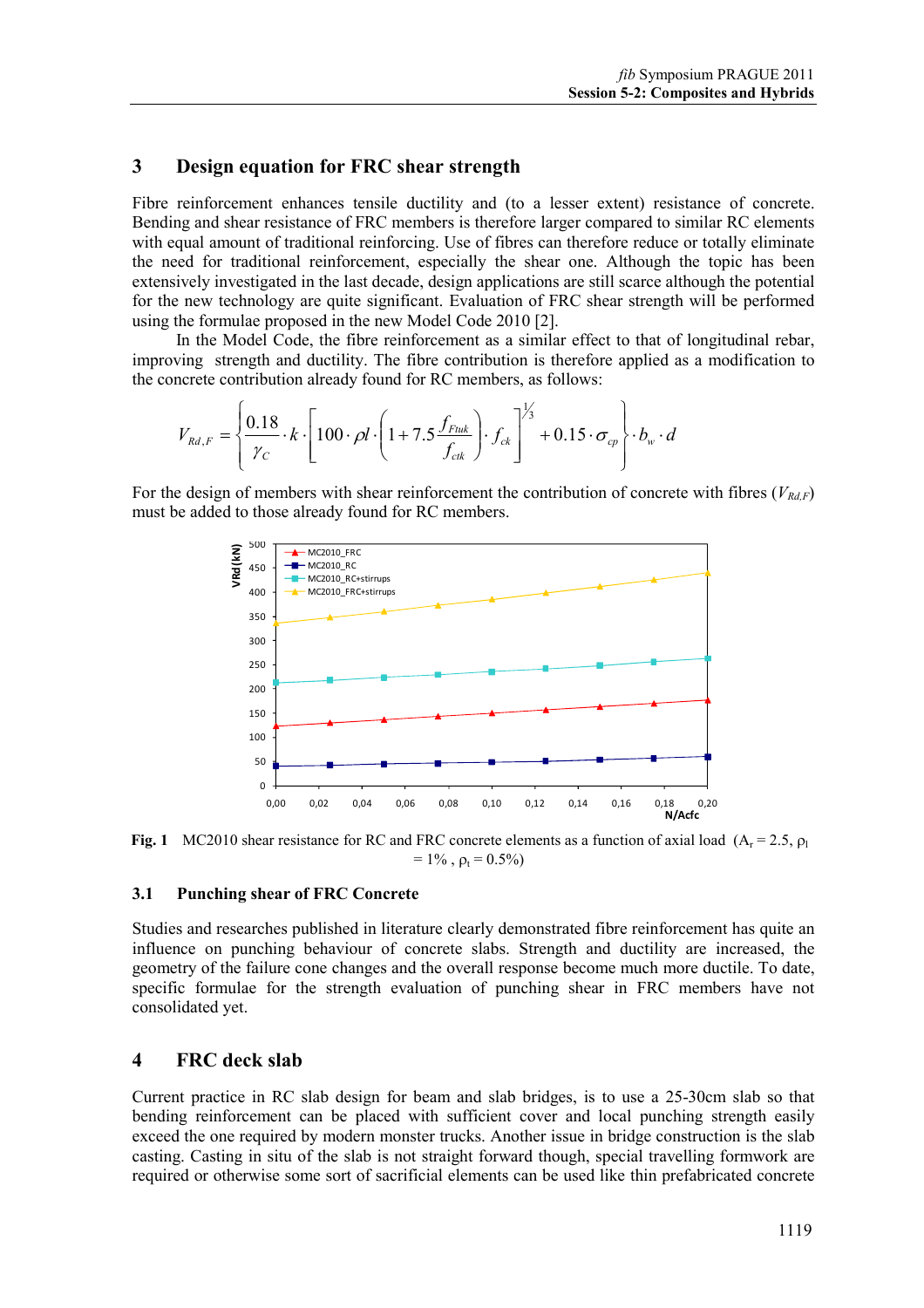## 3 Design equation for FRC shear strength

Fibre reinforcement enhances tensile ductility and (to a lesser extent) resistance of concrete. Bending and shear resistance of FRC members is therefore larger compared to similar RC elements with equal amount of traditional reinforcing. Use of fibres can therefore reduce or totally eliminate the need for traditional reinforcement, especially the shear one. Although the topic has been extensively investigated in the last decade, design applications are still scarce although the potential for the new technology are quite significant. Evaluation of FRC shear strength will be performed using the formulae proposed in the new Model Code 2010 [2].

In the Model Code, the fibre reinforcement as a similar effect to that of longitudinal rebar, improving strength and ductility. The fibre contribution is therefore applied as a modification to the concrete contribution already found for RC members, as follows:

$$V_{Rd,F} = \left\{ \frac{0.18}{\gamma_C} \cdot k \cdot \left[ 100 \cdot \rho l \cdot \left( 1 + 7.5 \frac{f_{Ftuk}}{f_{ctk}} \right) \cdot f_{ck} \right]^{1/3} + 0.15 \cdot \sigma_{cp} \right\} \cdot b_w \cdot d$$

For the design of members with shear reinforcement the contribution of concrete with fibres ($V_{Rd,F}$) must be added to those already found for RC members.

**Fig. 1** MC2010 shear resistance for RC and FRC concrete elements as a function of axial load ($A_r = 2.5$, $\rho_l = 1\%$, $\rho_t = 0.5\%$)

### 3.1 Punching shear of FRC Concrete

Studies and researches published in literature clearly demonstrated fibre reinforcement has quite an influence on punching behaviour of concrete slabs. Strength and ductility are increased, the geometry of the failure cone changes and the overall response become much more ductile. To date, specific formulae for the strength evaluation of punching shear in FRC members have not consolidated yet.

## 4 FRC deck slab

Current practice in RC slab design for beam and slab bridges, is to use a 25-30cm slab so that bending reinforcement can be placed with sufficient cover and local punching strength easily exceed the one required by modern monster trucks. Another issue in bridge construction is the slab casting. Casting in situ of the slab is not straight forward though, special travelling formwork are required or otherwise some sort of sacrificial elements can be used like thin prefabricated concrete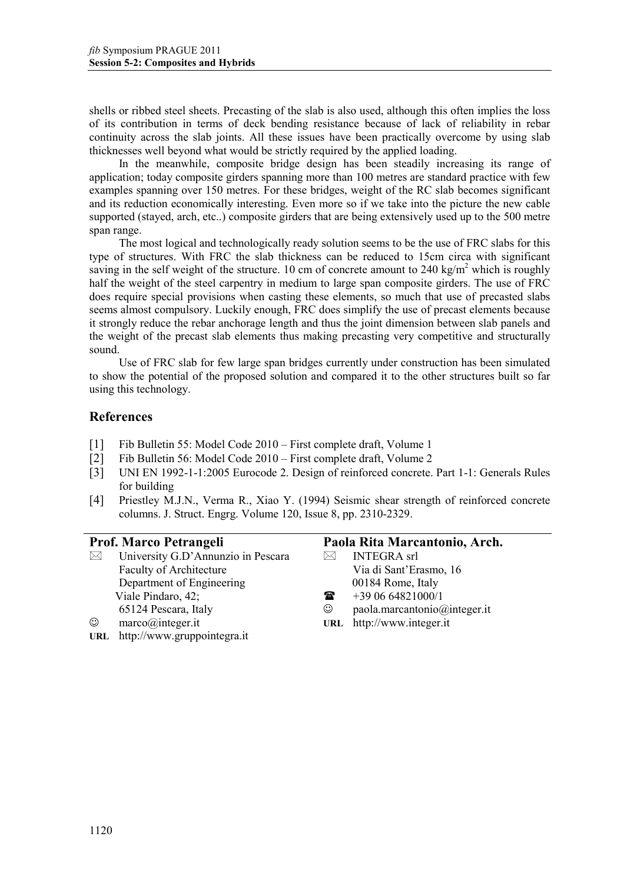shells or ribbed steel sheets. Precasting of the slab is also used, although this often implies the loss of its contribution in terms of deck bending resistance because of lack of reliability in rebar continuity across the slab joints. All these issues have been practically overcome by using slab thicknesses well beyond what would be strictly required by the applied loading.

In the meanwhile, composite bridge design has been steadily increasing its range of application; today composite girders spanning more than 100 metres are standard practice with few examples spanning over 150 metres. For these bridges, weight of the RC slab becomes significant and its reduction economically interesting. Even more so if we take into the picture the new cable supported (stayed, arch, etc..) composite girders that are being extensively used up to the 500 metre span range.

The most logical and technologically ready solution seems to be the use of FRC slabs for this type of structures. With FRC the slab thickness can be reduced to 15cm circa with significant saving in the self weight of the structure. 10 cm of concrete amount to 240 kg/m$^2$ which is roughly half the weight of the steel carpentry in medium to large span composite girders. The use of FRC does require special provisions when casting these elements, so much that use of precasted slabs seems almost compulsory. Luckily enough, FRC does simplify the use of precast elements because it strongly reduce the rebar anchorage length and thus the joint dimension between slab panels and the weight of the precast slab elements thus making precasting very competitive and structurally sound.

Use of FRC slab for few large span bridges currently under construction has been simulated to show the potential of the proposed solution and compared it to the other structures built so far using this technology.

## References

[1] Fib Bulletin 55: Model Code 2010 – First complete draft, Volume 1

[2] Fib Bulletin 56: Model Code 2010 – First complete draft, Volume 2

[3] UNI EN 1992-1-1:2005 Eurocode 2. Design of reinforced concrete. Part 1-1: Generals Rules for building

[4] Priestley M.J.N., Verma R., Xiao Y. (1994) Seismic shear strength of reinforced concrete columns. J. Struct. Engrg. Volume 120, Issue 8, pp. 2310-2329.

**Prof. Marco Petrangeli**

✉ University G.D'Annunzio in Pescara
Faculty of Architecture
Department of Engineering
Viale Pindaro, 42;
65124 Pescara, Italy

☺ marco@integer.it

URL http://www.gruppointegra.it

**Paola Rita Marcantonio, Arch.**

✉ INTEGRA srl
Via di Sant'Erasmo, 16
00184 Rome, Italy

☎ +39 06 64821000/1

☺ paola.marcantonio@integer.it

URL http://www.integer.it